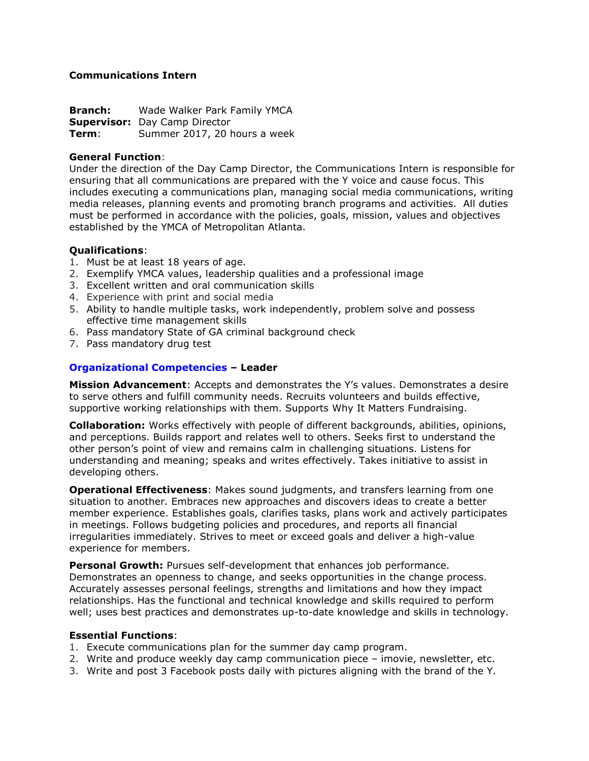**Communications Intern**

**Branch:** Wade Walker Park Family YMCA
**Supervisor:** Day Camp Director
**Term**: Summer 2017, 20 hours a week

**General Function**:
Under the direction of the Day Camp Director, the Communications Intern is responsible for ensuring that all communications are prepared with the Y voice and cause focus. This includes executing a communications plan, managing social media communications, writing media releases, planning events and promoting branch programs and activities. All duties must be performed in accordance with the policies, goals, mission, values and objectives established by the YMCA of Metropolitan Atlanta.

**Qualifications**:

1. Must be at least 18 years of age.
2. Exemplify YMCA values, leadership qualities and a professional image
3. Excellent written and oral communication skills
4. Experience with print and social media
5. Ability to handle multiple tasks, work independently, problem solve and possess effective time management skills
6. Pass mandatory State of GA criminal background check
7. Pass mandatory drug test

**Organizational Competencies – Leader**

**Mission Advancement**: Accepts and demonstrates the Y's values. Demonstrates a desire to serve others and fulfill community needs. Recruits volunteers and builds effective, supportive working relationships with them. Supports Why It Matters Fundraising.

**Collaboration:** Works effectively with people of different backgrounds, abilities, opinions, and perceptions. Builds rapport and relates well to others. Seeks first to understand the other person's point of view and remains calm in challenging situations. Listens for understanding and meaning; speaks and writes effectively. Takes initiative to assist in developing others.

**Operational Effectiveness**: Makes sound judgments, and transfers learning from one situation to another. Embraces new approaches and discovers ideas to create a better member experience. Establishes goals, clarifies tasks, plans work and actively participates in meetings. Follows budgeting policies and procedures, and reports all financial irregularities immediately. Strives to meet or exceed goals and deliver a high-value experience for members.

**Personal Growth:** Pursues self-development that enhances job performance. Demonstrates an openness to change, and seeks opportunities in the change process. Accurately assesses personal feelings, strengths and limitations and how they impact relationships. Has the functional and technical knowledge and skills required to perform well; uses best practices and demonstrates up-to-date knowledge and skills in technology.

**Essential Functions**:

1. Execute communications plan for the summer day camp program.
2. Write and produce weekly day camp communication piece – imovie, newsletter, etc.
3. Write and post 3 Facebook posts daily with pictures aligning with the brand of the Y.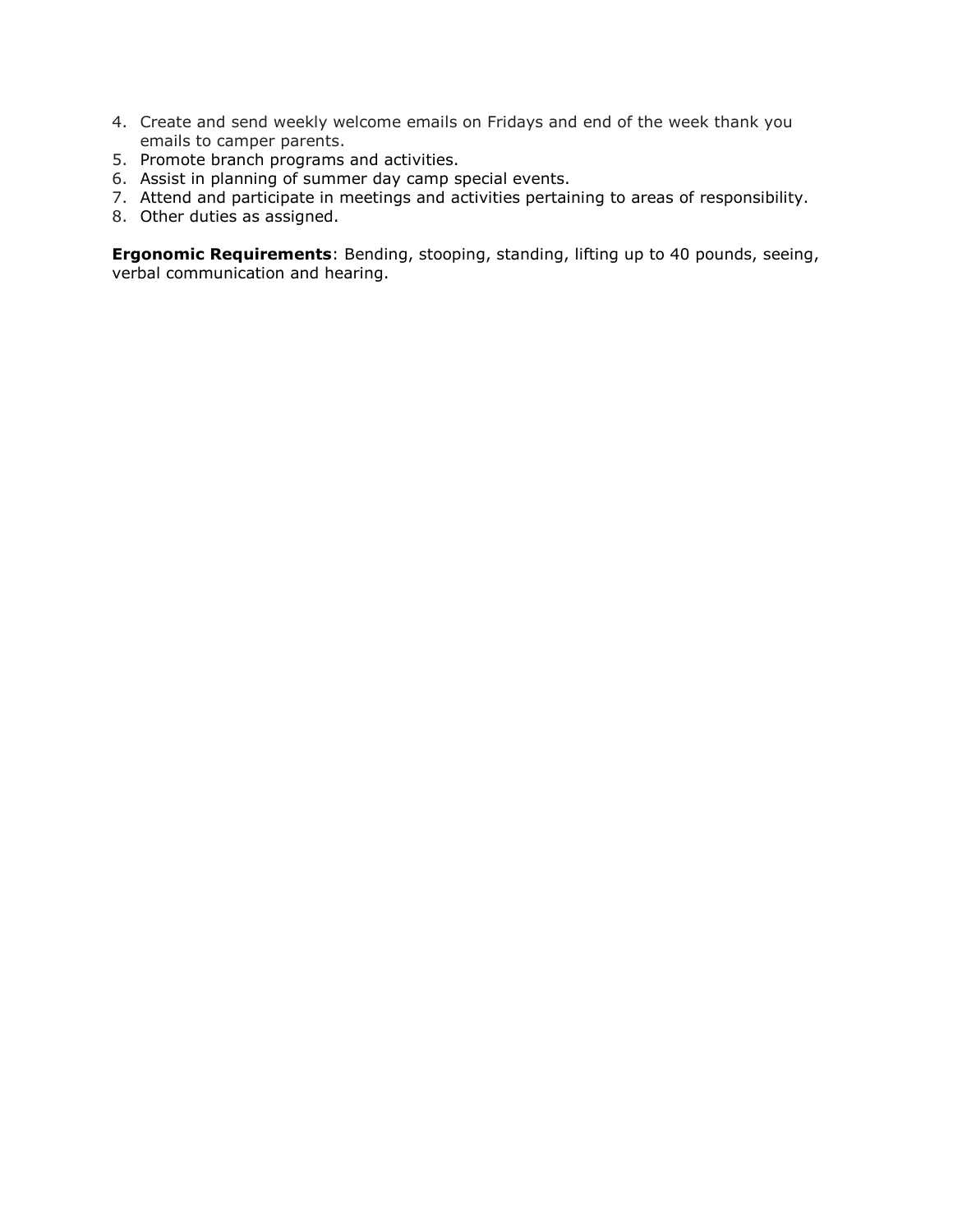4. Create and send weekly welcome emails on Fridays and end of the week thank you emails to camper parents.
5. Promote branch programs and activities.
6. Assist in planning of summer day camp special events.
7. Attend and participate in meetings and activities pertaining to areas of responsibility.
8. Other duties as assigned.

**Ergonomic Requirements**: Bending, stooping, standing, lifting up to 40 pounds, seeing, verbal communication and hearing.